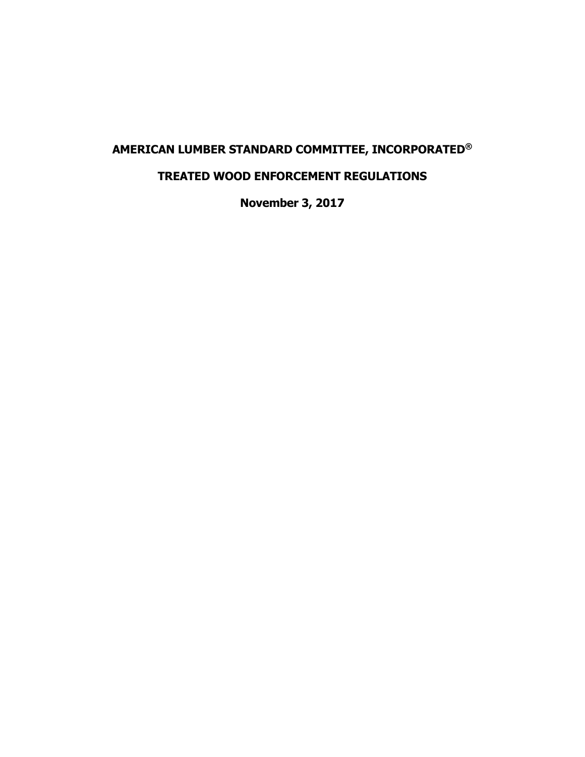# AMERICAN LUMBER STANDARD COMMITTEE, INCORPORATED®

# TREATED WOOD ENFORCEMENT REGULATIONS

**November 3, 2017**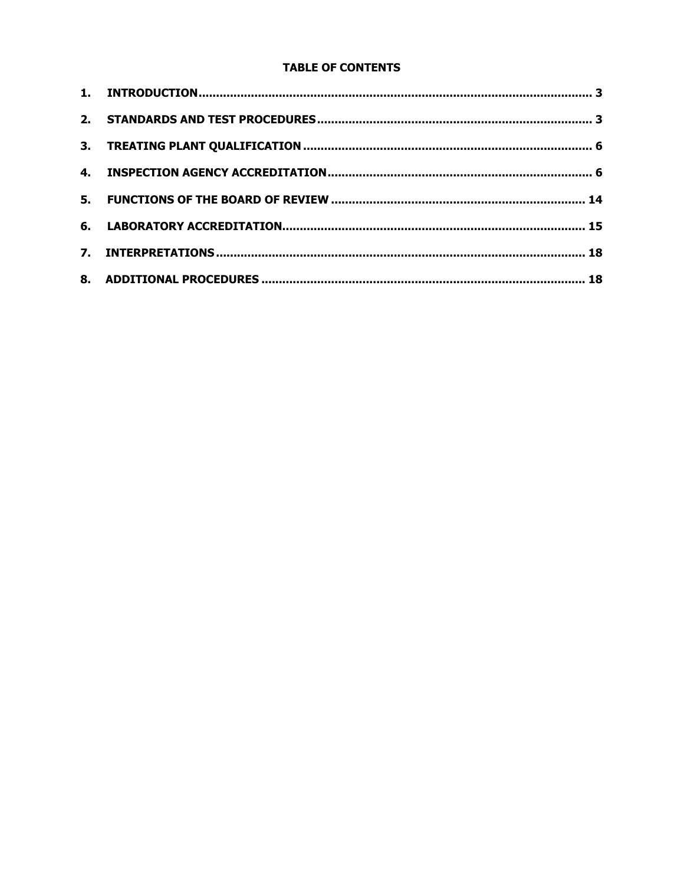# TABLE OF CONTENTS

**1. INTRODUCTION ........................................................................................................ 3**

**2. STANDARDS AND TEST PROCEDURES .................................................................... 3**

**3. TREATING PLANT QUALIFICATION ........................................................................ 6**

**4. INSPECTION AGENCY ACCREDITATION .................................................................. 6**

**5. FUNCTIONS OF THE BOARD OF REVIEW .............................................................. 14**

**6. LABORATORY ACCREDITATION ............................................................................ 15**

**7. INTERPRETATIONS ................................................................................................ 18**

**8. ADDITIONAL PROCEDURES .................................................................................. 18**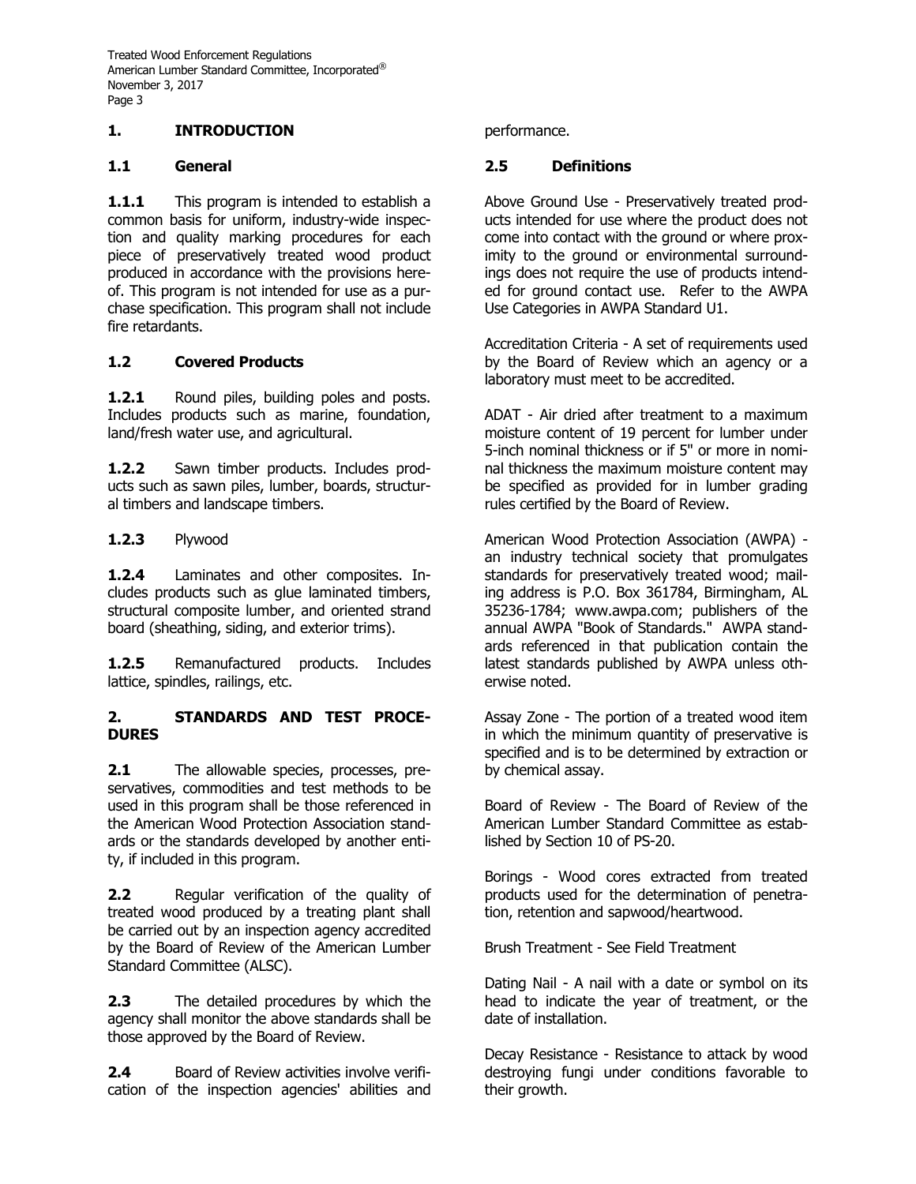## 1. INTRODUCTION

### 1.1 General

**1.1.1** This program is intended to establish a common basis for uniform, industry-wide inspection and quality marking procedures for each piece of preservatively treated wood product produced in accordance with the provisions hereof. This program is not intended for use as a purchase specification. This program shall not include fire retardants.

### 1.2 Covered Products

**1.2.1** Round piles, building poles and posts. Includes products such as marine, foundation, land/fresh water use, and agricultural.

**1.2.2** Sawn timber products. Includes products such as sawn piles, lumber, boards, structural timbers and landscape timbers.

**1.2.3** Plywood

**1.2.4** Laminates and other composites. Includes products such as glue laminated timbers, structural composite lumber, and oriented strand board (sheathing, siding, and exterior trims).

**1.2.5** Remanufactured products. Includes lattice, spindles, railings, etc.

## 2. STANDARDS AND TEST PROCEDURES

**2.1** The allowable species, processes, preservatives, commodities and test methods to be used in this program shall be those referenced in the American Wood Protection Association standards or the standards developed by another entity, if included in this program.

**2.2** Regular verification of the quality of treated wood produced by a treating plant shall be carried out by an inspection agency accredited by the Board of Review of the American Lumber Standard Committee (ALSC).

**2.3** The detailed procedures by which the agency shall monitor the above standards shall be those approved by the Board of Review.

**2.4** Board of Review activities involve verification of the inspection agencies' abilities and performance.

### 2.5 Definitions

Above Ground Use - Preservatively treated products intended for use where the product does not come into contact with the ground or where proximity to the ground or environmental surroundings does not require the use of products intended for ground contact use. Refer to the AWPA Use Categories in AWPA Standard U1.

Accreditation Criteria - A set of requirements used by the Board of Review which an agency or a laboratory must meet to be accredited.

ADAT - Air dried after treatment to a maximum moisture content of 19 percent for lumber under 5-inch nominal thickness or if 5" or more in nominal thickness the maximum moisture content may be specified as provided for in lumber grading rules certified by the Board of Review.

American Wood Protection Association (AWPA) - an industry technical society that promulgates standards for preservatively treated wood; mailing address is P.O. Box 361784, Birmingham, AL 35236-1784; www.awpa.com; publishers of the annual AWPA "Book of Standards." AWPA standards referenced in that publication contain the latest standards published by AWPA unless otherwise noted.

Assay Zone - The portion of a treated wood item in which the minimum quantity of preservative is specified and is to be determined by extraction or by chemical assay.

Board of Review - The Board of Review of the American Lumber Standard Committee as established by Section 10 of PS-20.

Borings - Wood cores extracted from treated products used for the determination of penetration, retention and sapwood/heartwood.

Brush Treatment - See Field Treatment

Dating Nail - A nail with a date or symbol on its head to indicate the year of treatment, or the date of installation.

Decay Resistance - Resistance to attack by wood destroying fungi under conditions favorable to their growth.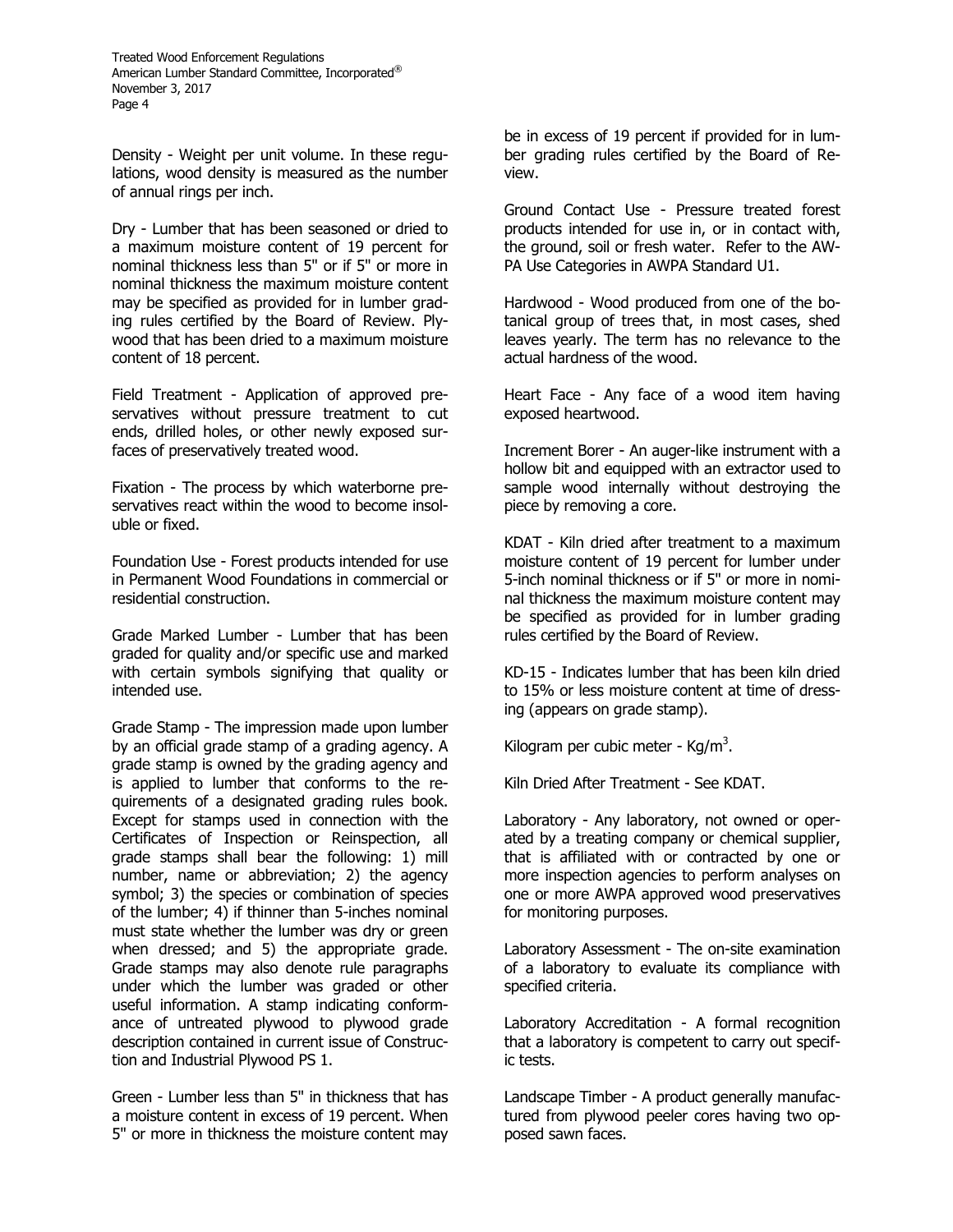Density - Weight per unit volume. In these regulations, wood density is measured as the number of annual rings per inch.

Dry - Lumber that has been seasoned or dried to a maximum moisture content of 19 percent for nominal thickness less than 5" or if 5" or more in nominal thickness the maximum moisture content may be specified as provided for in lumber grading rules certified by the Board of Review. Plywood that has been dried to a maximum moisture content of 18 percent.

Field Treatment - Application of approved preservatives without pressure treatment to cut ends, drilled holes, or other newly exposed surfaces of preservatively treated wood.

Fixation - The process by which waterborne preservatives react within the wood to become insoluble or fixed.

Foundation Use - Forest products intended for use in Permanent Wood Foundations in commercial or residential construction.

Grade Marked Lumber - Lumber that has been graded for quality and/or specific use and marked with certain symbols signifying that quality or intended use.

Grade Stamp - The impression made upon lumber by an official grade stamp of a grading agency. A grade stamp is owned by the grading agency and is applied to lumber that conforms to the requirements of a designated grading rules book. Except for stamps used in connection with the Certificates of Inspection or Reinspection, all grade stamps shall bear the following: 1) mill number, name or abbreviation; 2) the agency symbol; 3) the species or combination of species of the lumber; 4) if thinner than 5-inches nominal must state whether the lumber was dry or green when dressed; and 5) the appropriate grade. Grade stamps may also denote rule paragraphs under which the lumber was graded or other useful information. A stamp indicating conformance of untreated plywood to plywood grade description contained in current issue of Construction and Industrial Plywood PS 1.

Green - Lumber less than 5" in thickness that has a moisture content in excess of 19 percent. When 5" or more in thickness the moisture content may be in excess of 19 percent if provided for in lumber grading rules certified by the Board of Review.

Ground Contact Use - Pressure treated forest products intended for use in, or in contact with, the ground, soil or fresh water. Refer to the AWPA Use Categories in AWPA Standard U1.

Hardwood - Wood produced from one of the botanical group of trees that, in most cases, shed leaves yearly. The term has no relevance to the actual hardness of the wood.

Heart Face - Any face of a wood item having exposed heartwood.

Increment Borer - An auger-like instrument with a hollow bit and equipped with an extractor used to sample wood internally without destroying the piece by removing a core.

KDAT - Kiln dried after treatment to a maximum moisture content of 19 percent for lumber under 5-inch nominal thickness or if 5" or more in nominal thickness the maximum moisture content may be specified as provided for in lumber grading rules certified by the Board of Review.

KD-15 - Indicates lumber that has been kiln dried to 15% or less moisture content at time of dressing (appears on grade stamp).

Kilogram per cubic meter - $Kg/m^3$.

Kiln Dried After Treatment - See KDAT.

Laboratory - Any laboratory, not owned or operated by a treating company or chemical supplier, that is affiliated with or contracted by one or more inspection agencies to perform analyses on one or more AWPA approved wood preservatives for monitoring purposes.

Laboratory Assessment - The on-site examination of a laboratory to evaluate its compliance with specified criteria.

Laboratory Accreditation - A formal recognition that a laboratory is competent to carry out specific tests.

Landscape Timber - A product generally manufactured from plywood peeler cores having two opposed sawn faces.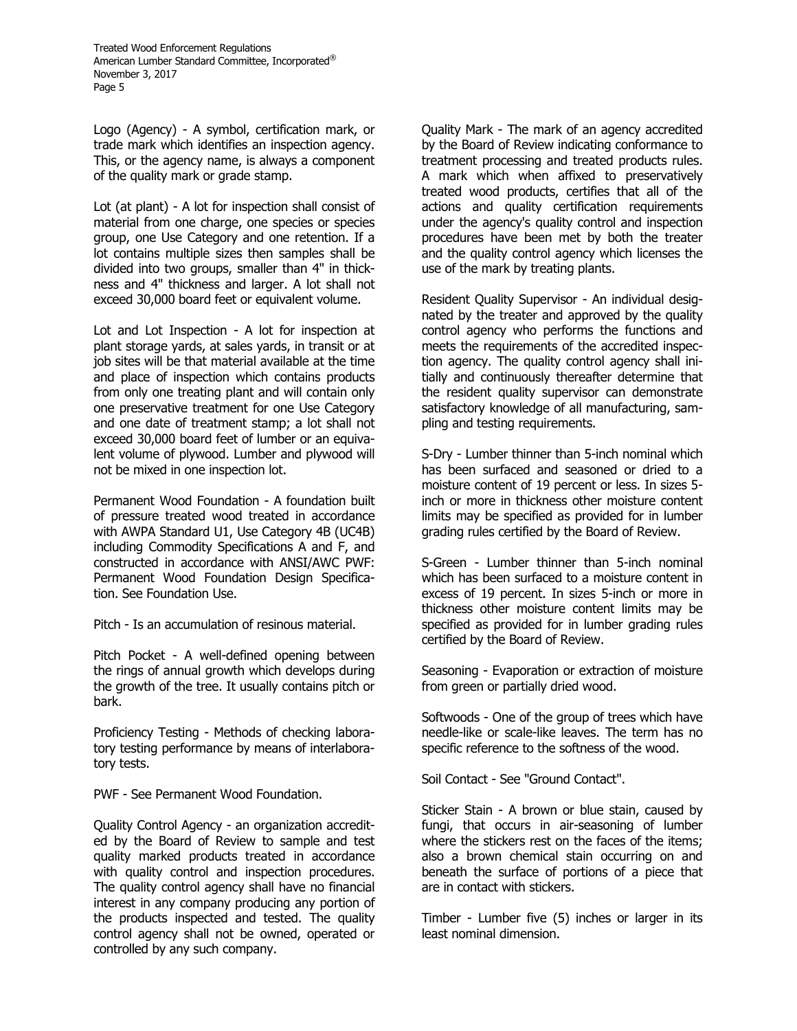Logo (Agency) - A symbol, certification mark, or trade mark which identifies an inspection agency. This, or the agency name, is always a component of the quality mark or grade stamp.

Lot (at plant) - A lot for inspection shall consist of material from one charge, one species or species group, one Use Category and one retention. If a lot contains multiple sizes then samples shall be divided into two groups, smaller than 4" in thickness and 4" thickness and larger. A lot shall not exceed 30,000 board feet or equivalent volume.

Lot and Lot Inspection - A lot for inspection at plant storage yards, at sales yards, in transit or at job sites will be that material available at the time and place of inspection which contains products from only one treating plant and will contain only one preservative treatment for one Use Category and one date of treatment stamp; a lot shall not exceed 30,000 board feet of lumber or an equivalent volume of plywood. Lumber and plywood will not be mixed in one inspection lot.

Permanent Wood Foundation - A foundation built of pressure treated wood treated in accordance with AWPA Standard U1, Use Category 4B (UC4B) including Commodity Specifications A and F, and constructed in accordance with ANSI/AWC PWF: Permanent Wood Foundation Design Specification. See Foundation Use.

Pitch - Is an accumulation of resinous material.

Pitch Pocket - A well-defined opening between the rings of annual growth which develops during the growth of the tree. It usually contains pitch or bark.

Proficiency Testing - Methods of checking laboratory testing performance by means of interlaboratory tests.

PWF - See Permanent Wood Foundation.

Quality Control Agency - an organization accredited by the Board of Review to sample and test quality marked products treated in accordance with quality control and inspection procedures. The quality control agency shall have no financial interest in any company producing any portion of the products inspected and tested. The quality control agency shall not be owned, operated or controlled by any such company.

Quality Mark - The mark of an agency accredited by the Board of Review indicating conformance to treatment processing and treated products rules. A mark which when affixed to preservatively treated wood products, certifies that all of the actions and quality certification requirements under the agency's quality control and inspection procedures have been met by both the treater and the quality control agency which licenses the use of the mark by treating plants.

Resident Quality Supervisor - An individual designated by the treater and approved by the quality control agency who performs the functions and meets the requirements of the accredited inspection agency. The quality control agency shall initially and continuously thereafter determine that the resident quality supervisor can demonstrate satisfactory knowledge of all manufacturing, sampling and testing requirements.

S-Dry - Lumber thinner than 5-inch nominal which has been surfaced and seasoned or dried to a moisture content of 19 percent or less. In sizes 5-inch or more in thickness other moisture content limits may be specified as provided for in lumber grading rules certified by the Board of Review.

S-Green - Lumber thinner than 5-inch nominal which has been surfaced to a moisture content in excess of 19 percent. In sizes 5-inch or more in thickness other moisture content limits may be specified as provided for in lumber grading rules certified by the Board of Review.

Seasoning - Evaporation or extraction of moisture from green or partially dried wood.

Softwoods - One of the group of trees which have needle-like or scale-like leaves. The term has no specific reference to the softness of the wood.

Soil Contact - See "Ground Contact".

Sticker Stain - A brown or blue stain, caused by fungi, that occurs in air-seasoning of lumber where the stickers rest on the faces of the items; also a brown chemical stain occurring on and beneath the surface of portions of a piece that are in contact with stickers.

Timber - Lumber five (5) inches or larger in its least nominal dimension.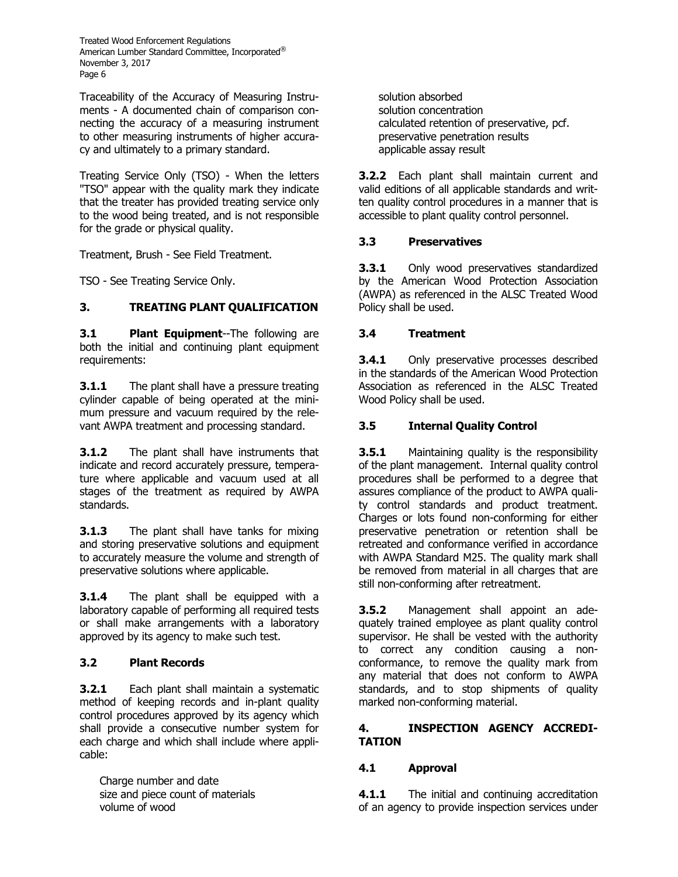Traceability of the Accuracy of Measuring Instruments - A documented chain of comparison connecting the accuracy of a measuring instrument to other measuring instruments of higher accuracy and ultimately to a primary standard.

Treating Service Only (TSO) - When the letters "TSO" appear with the quality mark they indicate that the treater has provided treating service only to the wood being treated, and is not responsible for the grade or physical quality.

Treatment, Brush - See Field Treatment.

TSO - See Treating Service Only.

## 3. TREATING PLANT QUALIFICATION

**3.1 Plant Equipment**--The following are both the initial and continuing plant equipment requirements:

**3.1.1** The plant shall have a pressure treating cylinder capable of being operated at the minimum pressure and vacuum required by the relevant AWPA treatment and processing standard.

**3.1.2** The plant shall have instruments that indicate and record accurately pressure, temperature where applicable and vacuum used at all stages of the treatment as required by AWPA standards.

**3.1.3** The plant shall have tanks for mixing and storing preservative solutions and equipment to accurately measure the volume and strength of preservative solutions where applicable.

**3.1.4** The plant shall be equipped with a laboratory capable of performing all required tests or shall make arrangements with a laboratory approved by its agency to make such test.

### 3.2 Plant Records

**3.2.1** Each plant shall maintain a systematic method of keeping records and in-plant quality control procedures approved by its agency which shall provide a consecutive number system for each charge and which shall include where applicable:

Charge number and date
size and piece count of materials
volume of wood
solution absorbed
solution concentration
calculated retention of preservative, pcf.
preservative penetration results
applicable assay result

**3.2.2** Each plant shall maintain current and valid editions of all applicable standards and written quality control procedures in a manner that is accessible to plant quality control personnel.

### 3.3 Preservatives

**3.3.1** Only wood preservatives standardized by the American Wood Protection Association (AWPA) as referenced in the ALSC Treated Wood Policy shall be used.

### 3.4 Treatment

**3.4.1** Only preservative processes described in the standards of the American Wood Protection Association as referenced in the ALSC Treated Wood Policy shall be used.

### 3.5 Internal Quality Control

**3.5.1** Maintaining quality is the responsibility of the plant management. Internal quality control procedures shall be performed to a degree that assures compliance of the product to AWPA quality control standards and product treatment. Charges or lots found non-conforming for either preservative penetration or retention shall be retreated and conformance verified in accordance with AWPA Standard M25. The quality mark shall be removed from material in all charges that are still non-conforming after retreatment.

**3.5.2** Management shall appoint an adequately trained employee as plant quality control supervisor. He shall be vested with the authority to correct any condition causing a non-conformance, to remove the quality mark from any material that does not conform to AWPA standards, and to stop shipments of quality marked non-conforming material.

## 4. INSPECTION AGENCY ACCREDITATION

### 4.1 Approval

**4.1.1** The initial and continuing accreditation of an agency to provide inspection services under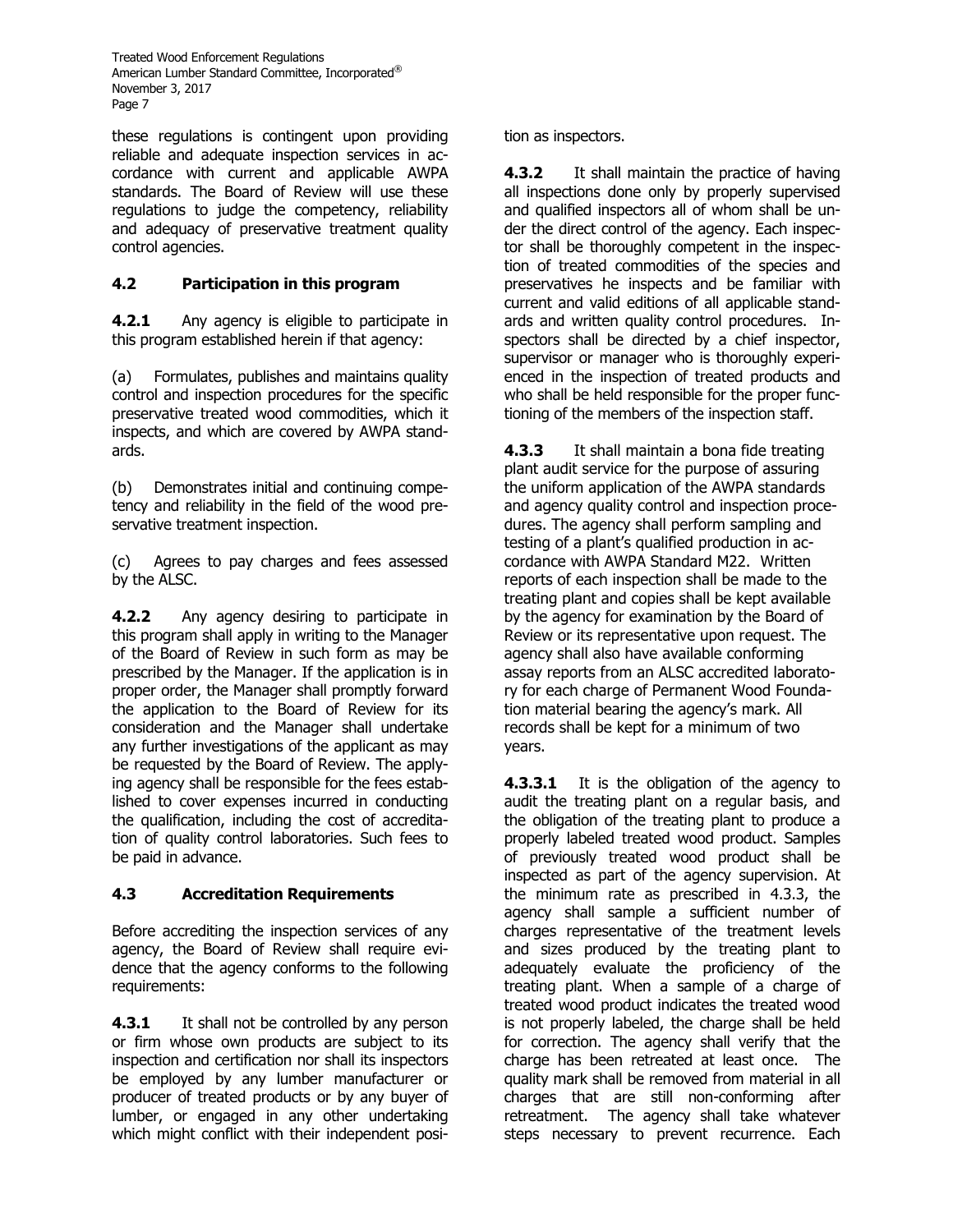these regulations is contingent upon providing reliable and adequate inspection services in accordance with current and applicable AWPA standards. The Board of Review will use these regulations to judge the competency, reliability and adequacy of preservative treatment quality control agencies.

### 4.2 Participation in this program

**4.2.1** Any agency is eligible to participate in this program established herein if that agency:

(a) Formulates, publishes and maintains quality control and inspection procedures for the specific preservative treated wood commodities, which it inspects, and which are covered by AWPA standards.

(b) Demonstrates initial and continuing competency and reliability in the field of the wood preservative treatment inspection.

(c) Agrees to pay charges and fees assessed by the ALSC.

**4.2.2** Any agency desiring to participate in this program shall apply in writing to the Manager of the Board of Review in such form as may be prescribed by the Manager. If the application is in proper order, the Manager shall promptly forward the application to the Board of Review for its consideration and the Manager shall undertake any further investigations of the applicant as may be requested by the Board of Review. The applying agency shall be responsible for the fees established to cover expenses incurred in conducting the qualification, including the cost of accreditation of quality control laboratories. Such fees to be paid in advance.

### 4.3 Accreditation Requirements

Before accrediting the inspection services of any agency, the Board of Review shall require evidence that the agency conforms to the following requirements:

**4.3.1** It shall not be controlled by any person or firm whose own products are subject to its inspection and certification nor shall its inspectors be employed by any lumber manufacturer or producer of treated products or by any buyer of lumber, or engaged in any other undertaking which might conflict with their independent position as inspectors.

**4.3.2** It shall maintain the practice of having all inspections done only by properly supervised and qualified inspectors all of whom shall be under the direct control of the agency. Each inspector shall be thoroughly competent in the inspection of treated commodities of the species and preservatives he inspects and be familiar with current and valid editions of all applicable standards and written quality control procedures. Inspectors shall be directed by a chief inspector, supervisor or manager who is thoroughly experienced in the inspection of treated products and who shall be held responsible for the proper functioning of the members of the inspection staff.

**4.3.3** It shall maintain a bona fide treating plant audit service for the purpose of assuring the uniform application of the AWPA standards and agency quality control and inspection procedures. The agency shall perform sampling and testing of a plant's qualified production in accordance with AWPA Standard M22. Written reports of each inspection shall be made to the treating plant and copies shall be kept available by the agency for examination by the Board of Review or its representative upon request. The agency shall also have available conforming assay reports from an ALSC accredited laboratory for each charge of Permanent Wood Foundation material bearing the agency's mark. All records shall be kept for a minimum of two years.

**4.3.3.1** It is the obligation of the agency to audit the treating plant on a regular basis, and the obligation of the treating plant to produce a properly labeled treated wood product. Samples of previously treated wood product shall be inspected as part of the agency supervision. At the minimum rate as prescribed in 4.3.3, the agency shall sample a sufficient number of charges representative of the treatment levels and sizes produced by the treating plant to adequately evaluate the proficiency of the treating plant. When a sample of a charge of treated wood product indicates the treated wood is not properly labeled, the charge shall be held for correction. The agency shall verify that the charge has been retreated at least once. The quality mark shall be removed from material in all charges that are still non-conforming after retreatment. The agency shall take whatever steps necessary to prevent recurrence. Each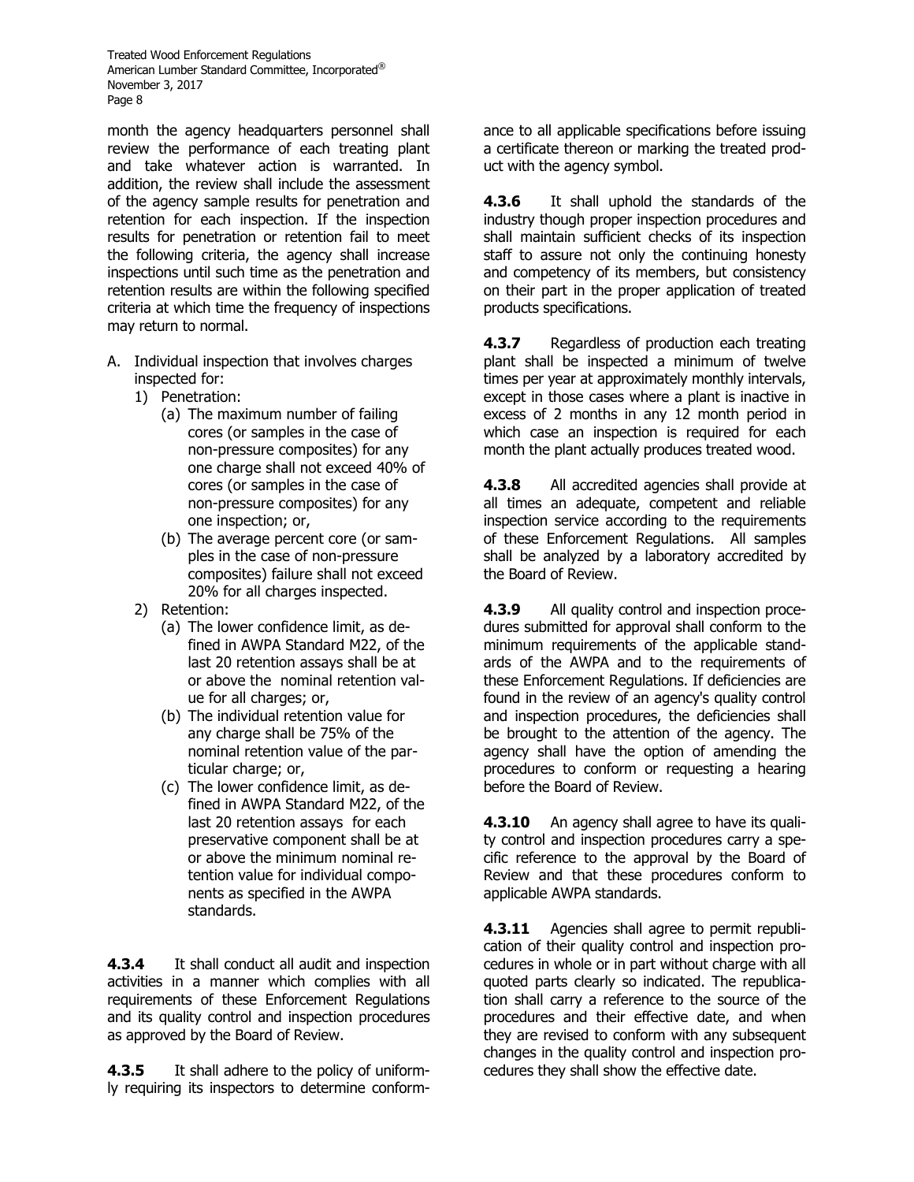month the agency headquarters personnel shall review the performance of each treating plant and take whatever action is warranted. In addition, the review shall include the assessment of the agency sample results for penetration and retention for each inspection. If the inspection results for penetration or retention fail to meet the following criteria, the agency shall increase inspections until such time as the penetration and retention results are within the following specified criteria at which time the frequency of inspections may return to normal.

A. Individual inspection that involves charges inspected for:
   1) Penetration:
      (a) The maximum number of failing cores (or samples in the case of non-pressure composites) for any one charge shall not exceed 40% of cores (or samples in the case of non-pressure composites) for any one inspection; or,
      (b) The average percent core (or samples in the case of non-pressure composites) failure shall not exceed 20% for all charges inspected.
   2) Retention:
      (a) The lower confidence limit, as defined in AWPA Standard M22, of the last 20 retention assays shall be at or above the nominal retention value for all charges; or,
      (b) The individual retention value for any charge shall be 75% of the nominal retention value of the particular charge; or,
      (c) The lower confidence limit, as defined in AWPA Standard M22, of the last 20 retention assays for each preservative component shall be at or above the minimum nominal retention value for individual components as specified in the AWPA standards.

**4.3.4** It shall conduct all audit and inspection activities in a manner which complies with all requirements of these Enforcement Regulations and its quality control and inspection procedures as approved by the Board of Review.

**4.3.5** It shall adhere to the policy of uniformly requiring its inspectors to determine conformance to all applicable specifications before issuing a certificate thereon or marking the treated product with the agency symbol.

**4.3.6** It shall uphold the standards of the industry though proper inspection procedures and shall maintain sufficient checks of its inspection staff to assure not only the continuing honesty and competency of its members, but consistency on their part in the proper application of treated products specifications.

**4.3.7** Regardless of production each treating plant shall be inspected a minimum of twelve times per year at approximately monthly intervals, except in those cases where a plant is inactive in excess of 2 months in any 12 month period in which case an inspection is required for each month the plant actually produces treated wood.

**4.3.8** All accredited agencies shall provide at all times an adequate, competent and reliable inspection service according to the requirements of these Enforcement Regulations. All samples shall be analyzed by a laboratory accredited by the Board of Review.

**4.3.9** All quality control and inspection procedures submitted for approval shall conform to the minimum requirements of the applicable standards of the AWPA and to the requirements of these Enforcement Regulations. If deficiencies are found in the review of an agency's quality control and inspection procedures, the deficiencies shall be brought to the attention of the agency. The agency shall have the option of amending the procedures to conform or requesting a hearing before the Board of Review.

**4.3.10** An agency shall agree to have its quality control and inspection procedures carry a specific reference to the approval by the Board of Review and that these procedures conform to applicable AWPA standards.

**4.3.11** Agencies shall agree to permit republication of their quality control and inspection procedures in whole or in part without charge with all quoted parts clearly so indicated. The republication shall carry a reference to the source of the procedures and their effective date, and when they are revised to conform with any subsequent changes in the quality control and inspection procedures they shall show the effective date.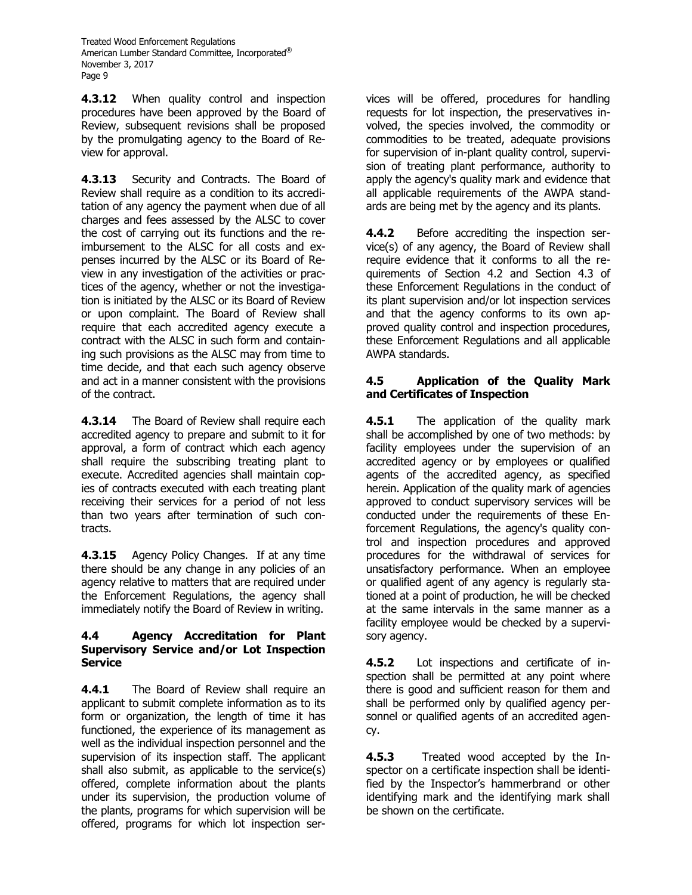**4.3.12** When quality control and inspection procedures have been approved by the Board of Review, subsequent revisions shall be proposed by the promulgating agency to the Board of Review for approval.

**4.3.13** Security and Contracts. The Board of Review shall require as a condition to its accreditation of any agency the payment when due of all charges and fees assessed by the ALSC to cover the cost of carrying out its functions and the reimbursement to the ALSC for all costs and expenses incurred by the ALSC or its Board of Review in any investigation of the activities or practices of the agency, whether or not the investigation is initiated by the ALSC or its Board of Review or upon complaint. The Board of Review shall require that each accredited agency execute a contract with the ALSC in such form and containing such provisions as the ALSC may from time to time decide, and that each such agency observe and act in a manner consistent with the provisions of the contract.

**4.3.14** The Board of Review shall require each accredited agency to prepare and submit to it for approval, a form of contract which each agency shall require the subscribing treating plant to execute. Accredited agencies shall maintain copies of contracts executed with each treating plant receiving their services for a period of not less than two years after termination of such contracts.

**4.3.15** Agency Policy Changes. If at any time there should be any change in any policies of an agency relative to matters that are required under the Enforcement Regulations, the agency shall immediately notify the Board of Review in writing.

### 4.4 Agency Accreditation for Plant Supervisory Service and/or Lot Inspection Service

**4.4.1** The Board of Review shall require an applicant to submit complete information as to its form or organization, the length of time it has functioned, the experience of its management as well as the individual inspection personnel and the supervision of its inspection staff. The applicant shall also submit, as applicable to the service(s) offered, complete information about the plants under its supervision, the production volume of the plants, programs for which supervision will be offered, programs for which lot inspection services will be offered, procedures for handling requests for lot inspection, the preservatives involved, the species involved, the commodity or commodities to be treated, adequate provisions for supervision of in-plant quality control, supervision of treating plant performance, authority to apply the agency's quality mark and evidence that all applicable requirements of the AWPA standards are being met by the agency and its plants.

**4.4.2** Before accrediting the inspection service(s) of any agency, the Board of Review shall require evidence that it conforms to all the requirements of Section 4.2 and Section 4.3 of these Enforcement Regulations in the conduct of its plant supervision and/or lot inspection services and that the agency conforms to its own approved quality control and inspection procedures, these Enforcement Regulations and all applicable AWPA standards.

### 4.5 Application of the Quality Mark and Certificates of Inspection

**4.5.1** The application of the quality mark shall be accomplished by one of two methods: by facility employees under the supervision of an accredited agency or by employees or qualified agents of the accredited agency, as specified herein. Application of the quality mark of agencies approved to conduct supervisory services will be conducted under the requirements of these Enforcement Regulations, the agency's quality control and inspection procedures and approved procedures for the withdrawal of services for unsatisfactory performance. When an employee or qualified agent of any agency is regularly stationed at a point of production, he will be checked at the same intervals in the same manner as a facility employee would be checked by a supervisory agency.

**4.5.2** Lot inspections and certificate of inspection shall be permitted at any point where there is good and sufficient reason for them and shall be performed only by qualified agency personnel or qualified agents of an accredited agency.

**4.5.3** Treated wood accepted by the Inspector on a certificate inspection shall be identified by the Inspector's hammerbrand or other identifying mark and the identifying mark shall be shown on the certificate.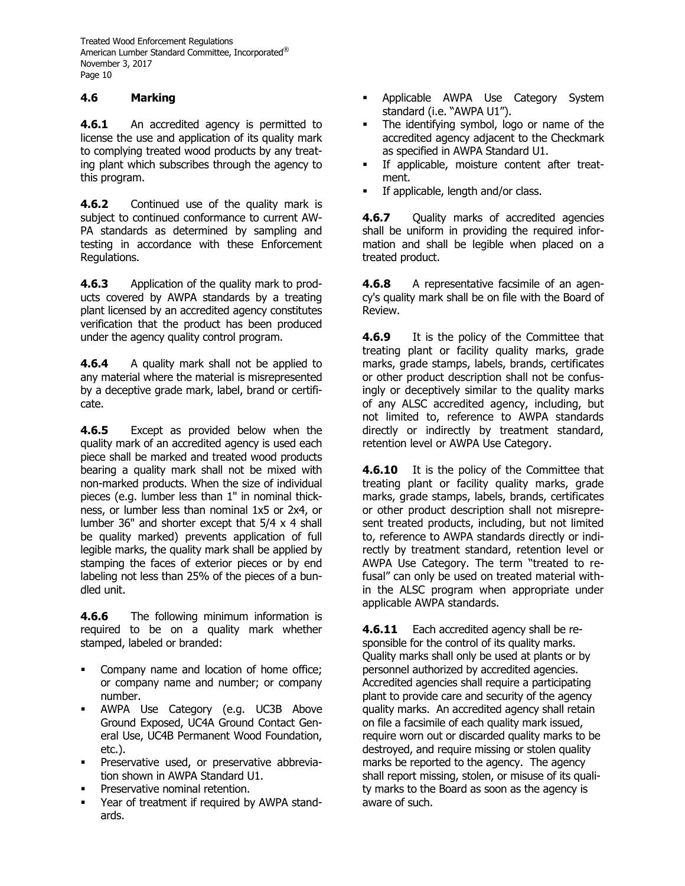## 4.6 Marking

**4.6.1** An accredited agency is permitted to license the use and application of its quality mark to complying treated wood products by any treating plant which subscribes through the agency to this program.

**4.6.2** Continued use of the quality mark is subject to continued conformance to current AWPA standards as determined by sampling and testing in accordance with these Enforcement Regulations.

**4.6.3** Application of the quality mark to products covered by AWPA standards by a treating plant licensed by an accredited agency constitutes verification that the product has been produced under the agency quality control program.

**4.6.4** A quality mark shall not be applied to any material where the material is misrepresented by a deceptive grade mark, label, brand or certificate.

**4.6.5** Except as provided below when the quality mark of an accredited agency is used each piece shall be marked and treated wood products bearing a quality mark shall not be mixed with non-marked products. When the size of individual pieces (e.g. lumber less than 1" in nominal thickness, or lumber less than nominal 1x5 or 2x4, or lumber 36" and shorter except that 5/4 x 4 shall be quality marked) prevents application of full legible marks, the quality mark shall be applied by stamping the faces of exterior pieces or by end labeling not less than 25% of the pieces of a bundled unit.

**4.6.6** The following minimum information is required to be on a quality mark whether stamped, labeled or branded:

- Company name and location of home office; or company name and number; or company number.
- AWPA Use Category (e.g. UC3B Above Ground Exposed, UC4A Ground Contact General Use, UC4B Permanent Wood Foundation, etc.).
- Preservative used, or preservative abbreviation shown in AWPA Standard U1.
- Preservative nominal retention.
- Year of treatment if required by AWPA standards.
- Applicable AWPA Use Category System standard (i.e. "AWPA U1").
- The identifying symbol, logo or name of the accredited agency adjacent to the Checkmark as specified in AWPA Standard U1.
- If applicable, moisture content after treatment.
- If applicable, length and/or class.

**4.6.7** Quality marks of accredited agencies shall be uniform in providing the required information and shall be legible when placed on a treated product.

**4.6.8** A representative facsimile of an agency's quality mark shall be on file with the Board of Review.

**4.6.9** It is the policy of the Committee that treating plant or facility quality marks, grade marks, grade stamps, labels, brands, certificates or other product description shall not be confusingly or deceptively similar to the quality marks of any ALSC accredited agency, including, but not limited to, reference to AWPA standards directly or indirectly by treatment standard, retention level or AWPA Use Category.

**4.6.10** It is the policy of the Committee that treating plant or facility quality marks, grade marks, grade stamps, labels, brands, certificates or other product description shall not misrepresent treated products, including, but not limited to, reference to AWPA standards directly or indirectly by treatment standard, retention level or AWPA Use Category. The term "treated to refusal" can only be used on treated material within the ALSC program when appropriate under applicable AWPA standards.

**4.6.11** Each accredited agency shall be responsible for the control of its quality marks. Quality marks shall only be used at plants or by personnel authorized by accredited agencies. Accredited agencies shall require a participating plant to provide care and security of the agency quality marks. An accredited agency shall retain on file a facsimile of each quality mark issued, require worn out or discarded quality marks to be destroyed, and require missing or stolen quality marks be reported to the agency. The agency shall report missing, stolen, or misuse of its quality marks to the Board as soon as the agency is aware of such.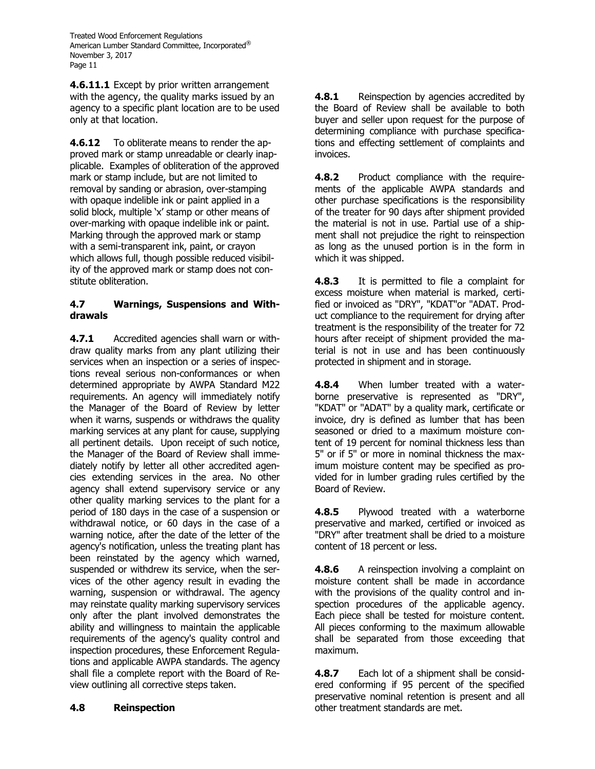**4.6.11.1** Except by prior written arrangement with the agency, the quality marks issued by an agency to a specific plant location are to be used only at that location.

**4.6.12** To obliterate means to render the approved mark or stamp unreadable or clearly inapplicable. Examples of obliteration of the approved mark or stamp include, but are not limited to removal by sanding or abrasion, over-stamping with opaque indelible ink or paint applied in a solid block, multiple 'x' stamp or other means of over-marking with opaque indelible ink or paint. Marking through the approved mark or stamp with a semi-transparent ink, paint, or crayon which allows full, though possible reduced visibility of the approved mark or stamp does not constitute obliteration.

### 4.7 Warnings, Suspensions and Withdrawals

**4.7.1** Accredited agencies shall warn or withdraw quality marks from any plant utilizing their services when an inspection or a series of inspections reveal serious non-conformances or when determined appropriate by AWPA Standard M22 requirements. An agency will immediately notify the Manager of the Board of Review by letter when it warns, suspends or withdraws the quality marking services at any plant for cause, supplying all pertinent details. Upon receipt of such notice, the Manager of the Board of Review shall immediately notify by letter all other accredited agencies extending services in the area. No other agency shall extend supervisory service or any other quality marking services to the plant for a period of 180 days in the case of a suspension or withdrawal notice, or 60 days in the case of a warning notice, after the date of the letter of the agency's notification, unless the treating plant has been reinstated by the agency which warned, suspended or withdrew its service, when the services of the other agency result in evading the warning, suspension or withdrawal. The agency may reinstate quality marking supervisory services only after the plant involved demonstrates the ability and willingness to maintain the applicable requirements of the agency's quality control and inspection procedures, these Enforcement Regulations and applicable AWPA standards. The agency shall file a complete report with the Board of Review outlining all corrective steps taken.

### 4.8 Reinspection

**4.8.1** Reinspection by agencies accredited by the Board of Review shall be available to both buyer and seller upon request for the purpose of determining compliance with purchase specifications and effecting settlement of complaints and invoices.

**4.8.2** Product compliance with the requirements of the applicable AWPA standards and other purchase specifications is the responsibility of the treater for 90 days after shipment provided the material is not in use. Partial use of a shipment shall not prejudice the right to reinspection as long as the unused portion is in the form in which it was shipped.

**4.8.3** It is permitted to file a complaint for excess moisture when material is marked, certified or invoiced as "DRY", "KDAT"or "ADAT. Product compliance to the requirement for drying after treatment is the responsibility of the treater for 72 hours after receipt of shipment provided the material is not in use and has been continuously protected in shipment and in storage.

**4.8.4** When lumber treated with a waterborne preservative is represented as "DRY", "KDAT" or "ADAT" by a quality mark, certificate or invoice, dry is defined as lumber that has been seasoned or dried to a maximum moisture content of 19 percent for nominal thickness less than 5" or if 5" or more in nominal thickness the maximum moisture content may be specified as provided for in lumber grading rules certified by the Board of Review.

**4.8.5** Plywood treated with a waterborne preservative and marked, certified or invoiced as "DRY" after treatment shall be dried to a moisture content of 18 percent or less.

**4.8.6** A reinspection involving a complaint on moisture content shall be made in accordance with the provisions of the quality control and inspection procedures of the applicable agency. Each piece shall be tested for moisture content. All pieces conforming to the maximum allowable shall be separated from those exceeding that maximum.

**4.8.7** Each lot of a shipment shall be considered conforming if 95 percent of the specified preservative nominal retention is present and all other treatment standards are met.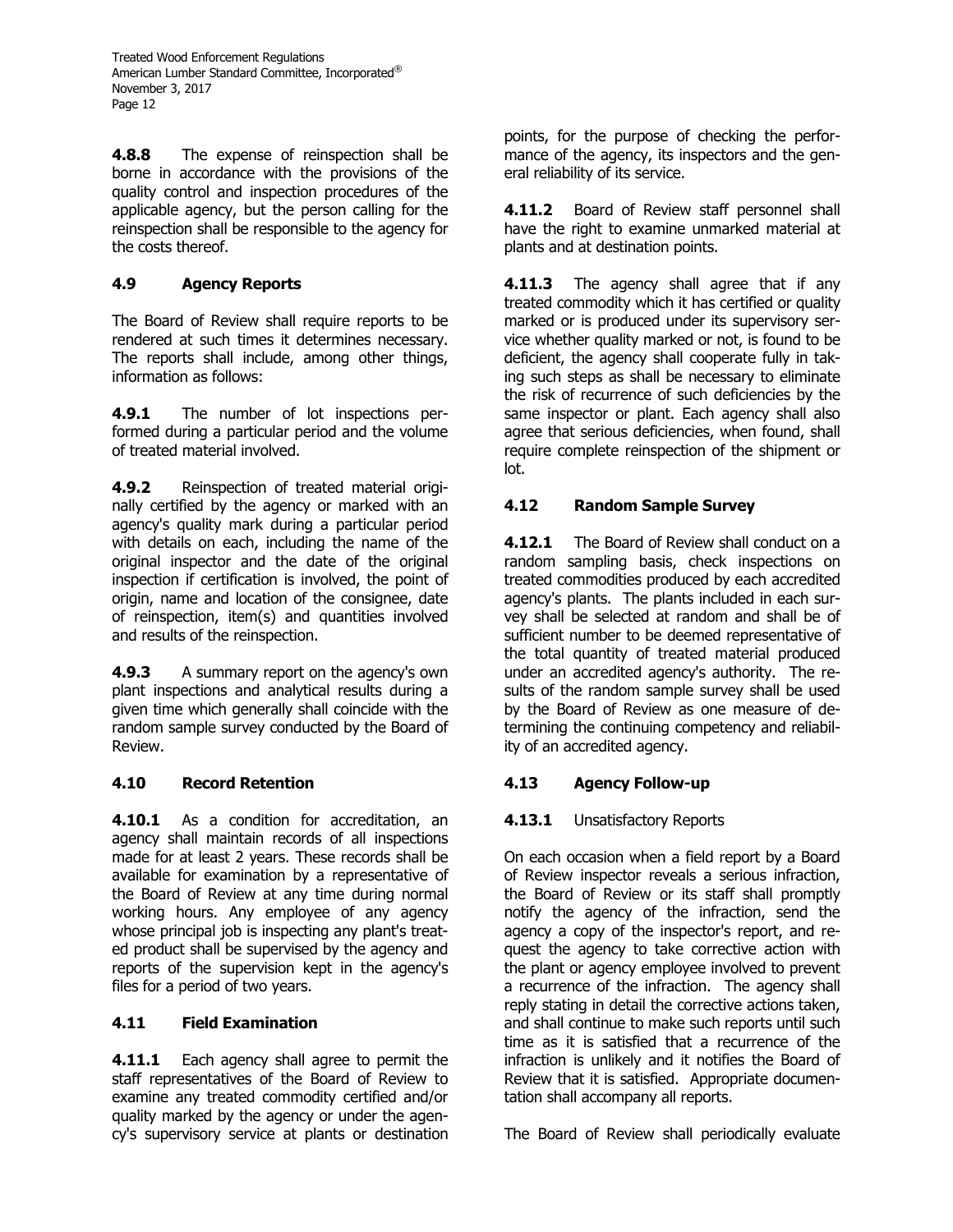**4.8.8** The expense of reinspection shall be borne in accordance with the provisions of the quality control and inspection procedures of the applicable agency, but the person calling for the reinspection shall be responsible to the agency for the costs thereof.

## 4.9 Agency Reports

The Board of Review shall require reports to be rendered at such times it determines necessary. The reports shall include, among other things, information as follows:

**4.9.1** The number of lot inspections performed during a particular period and the volume of treated material involved.

**4.9.2** Reinspection of treated material originally certified by the agency or marked with an agency's quality mark during a particular period with details on each, including the name of the original inspector and the date of the original inspection if certification is involved, the point of origin, name and location of the consignee, date of reinspection, item(s) and quantities involved and results of the reinspection.

**4.9.3** A summary report on the agency's own plant inspections and analytical results during a given time which generally shall coincide with the random sample survey conducted by the Board of Review.

## 4.10 Record Retention

**4.10.1** As a condition for accreditation, an agency shall maintain records of all inspections made for at least 2 years. These records shall be available for examination by a representative of the Board of Review at any time during normal working hours. Any employee of any agency whose principal job is inspecting any plant's treated product shall be supervised by the agency and reports of the supervision kept in the agency's files for a period of two years.

## 4.11 Field Examination

**4.11.1** Each agency shall agree to permit the staff representatives of the Board of Review to examine any treated commodity certified and/or quality marked by the agency or under the agency's supervisory service at plants or destination points, for the purpose of checking the performance of the agency, its inspectors and the general reliability of its service.

**4.11.2** Board of Review staff personnel shall have the right to examine unmarked material at plants and at destination points.

**4.11.3** The agency shall agree that if any treated commodity which it has certified or quality marked or is produced under its supervisory service whether quality marked or not, is found to be deficient, the agency shall cooperate fully in taking such steps as shall be necessary to eliminate the risk of recurrence of such deficiencies by the same inspector or plant. Each agency shall also agree that serious deficiencies, when found, shall require complete reinspection of the shipment or lot.

## 4.12 Random Sample Survey

**4.12.1** The Board of Review shall conduct on a random sampling basis, check inspections on treated commodities produced by each accredited agency's plants. The plants included in each survey shall be selected at random and shall be of sufficient number to be deemed representative of the total quantity of treated material produced under an accredited agency's authority. The results of the random sample survey shall be used by the Board of Review as one measure of determining the continuing competency and reliability of an accredited agency.

## 4.13 Agency Follow-up

### 4.13.1 Unsatisfactory Reports

On each occasion when a field report by a Board of Review inspector reveals a serious infraction, the Board of Review or its staff shall promptly notify the agency of the infraction, send the agency a copy of the inspector's report, and request the agency to take corrective action with the plant or agency employee involved to prevent a recurrence of the infraction. The agency shall reply stating in detail the corrective actions taken, and shall continue to make such reports until such time as it is satisfied that a recurrence of the infraction is unlikely and it notifies the Board of Review that it is satisfied. Appropriate documentation shall accompany all reports.

The Board of Review shall periodically evaluate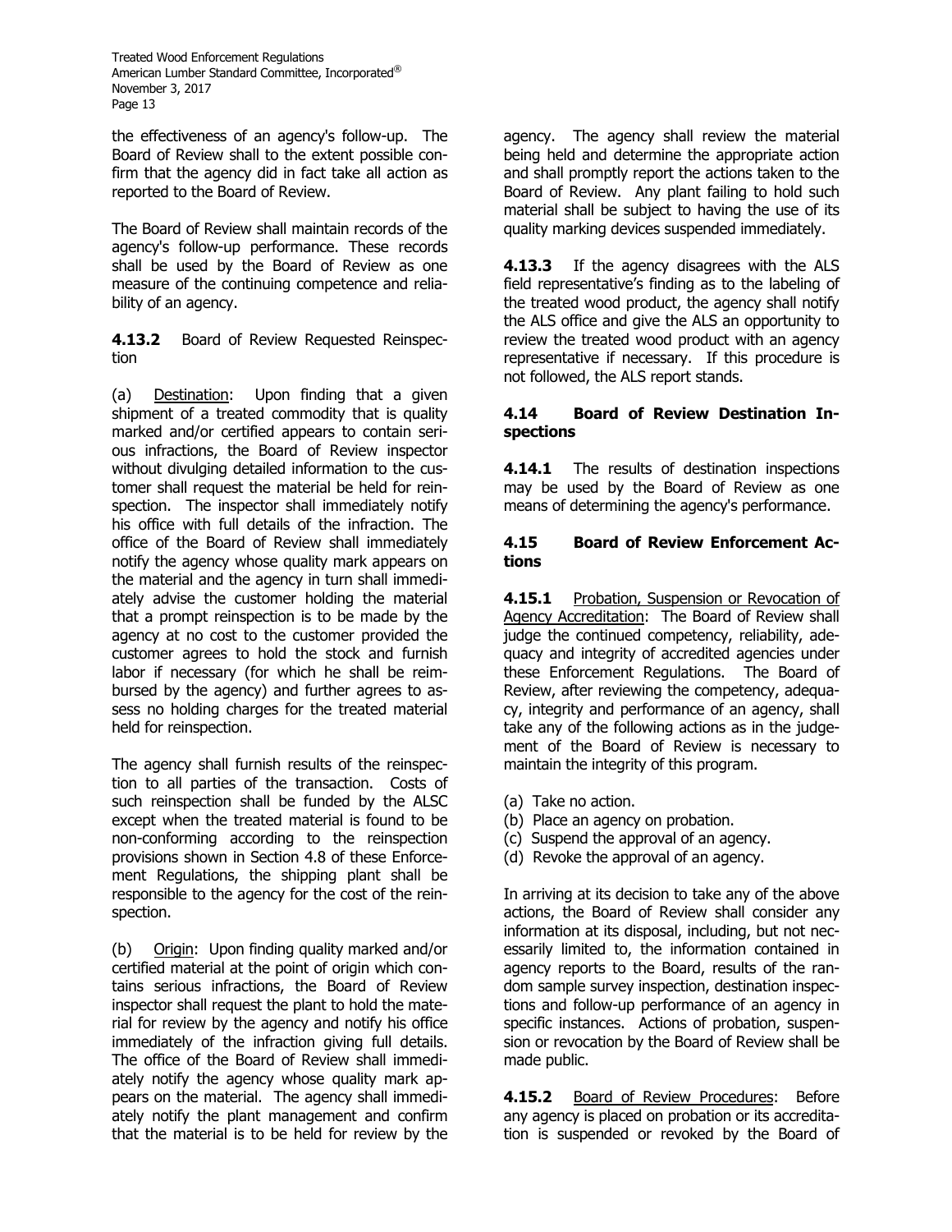the effectiveness of an agency's follow-up. The Board of Review shall to the extent possible confirm that the agency did in fact take all action as reported to the Board of Review.

The Board of Review shall maintain records of the agency's follow-up performance. These records shall be used by the Board of Review as one measure of the continuing competence and reliability of an agency.

**4.13.2** Board of Review Requested Reinspection

(a) Destination: Upon finding that a given shipment of a treated commodity that is quality marked and/or certified appears to contain serious infractions, the Board of Review inspector without divulging detailed information to the customer shall request the material be held for reinspection. The inspector shall immediately notify his office with full details of the infraction. The office of the Board of Review shall immediately notify the agency whose quality mark appears on the material and the agency in turn shall immediately advise the customer holding the material that a prompt reinspection is to be made by the agency at no cost to the customer provided the customer agrees to hold the stock and furnish labor if necessary (for which he shall be reimbursed by the agency) and further agrees to assess no holding charges for the treated material held for reinspection.

The agency shall furnish results of the reinspection to all parties of the transaction. Costs of such reinspection shall be funded by the ALSC except when the treated material is found to be non-conforming according to the reinspection provisions shown in Section 4.8 of these Enforcement Regulations, the shipping plant shall be responsible to the agency for the cost of the reinspection.

(b) Origin: Upon finding quality marked and/or certified material at the point of origin which contains serious infractions, the Board of Review inspector shall request the plant to hold the material for review by the agency and notify his office immediately of the infraction giving full details. The office of the Board of Review shall immediately notify the agency whose quality mark appears on the material. The agency shall immediately notify the plant management and confirm that the material is to be held for review by the agency. The agency shall review the material being held and determine the appropriate action and shall promptly report the actions taken to the Board of Review. Any plant failing to hold such material shall be subject to having the use of its quality marking devices suspended immediately.

**4.13.3** If the agency disagrees with the ALS field representative's finding as to the labeling of the treated wood product, the agency shall notify the ALS office and give the ALS an opportunity to review the treated wood product with an agency representative if necessary. If this procedure is not followed, the ALS report stands.

### 4.14 Board of Review Destination Inspections

**4.14.1** The results of destination inspections may be used by the Board of Review as one means of determining the agency's performance.

### 4.15 Board of Review Enforcement Actions

**4.15.1** Probation, Suspension or Revocation of Agency Accreditation: The Board of Review shall judge the continued competency, reliability, adequacy and integrity of accredited agencies under these Enforcement Regulations. The Board of Review, after reviewing the competency, adequacy, integrity and performance of an agency, shall take any of the following actions as in the judgement of the Board of Review is necessary to maintain the integrity of this program.

(a) Take no action.
(b) Place an agency on probation.
(c) Suspend the approval of an agency.
(d) Revoke the approval of an agency.

In arriving at its decision to take any of the above actions, the Board of Review shall consider any information at its disposal, including, but not necessarily limited to, the information contained in agency reports to the Board, results of the random sample survey inspection, destination inspections and follow-up performance of an agency in specific instances. Actions of probation, suspension or revocation by the Board of Review shall be made public.

**4.15.2** Board of Review Procedures: Before any agency is placed on probation or its accreditation is suspended or revoked by the Board of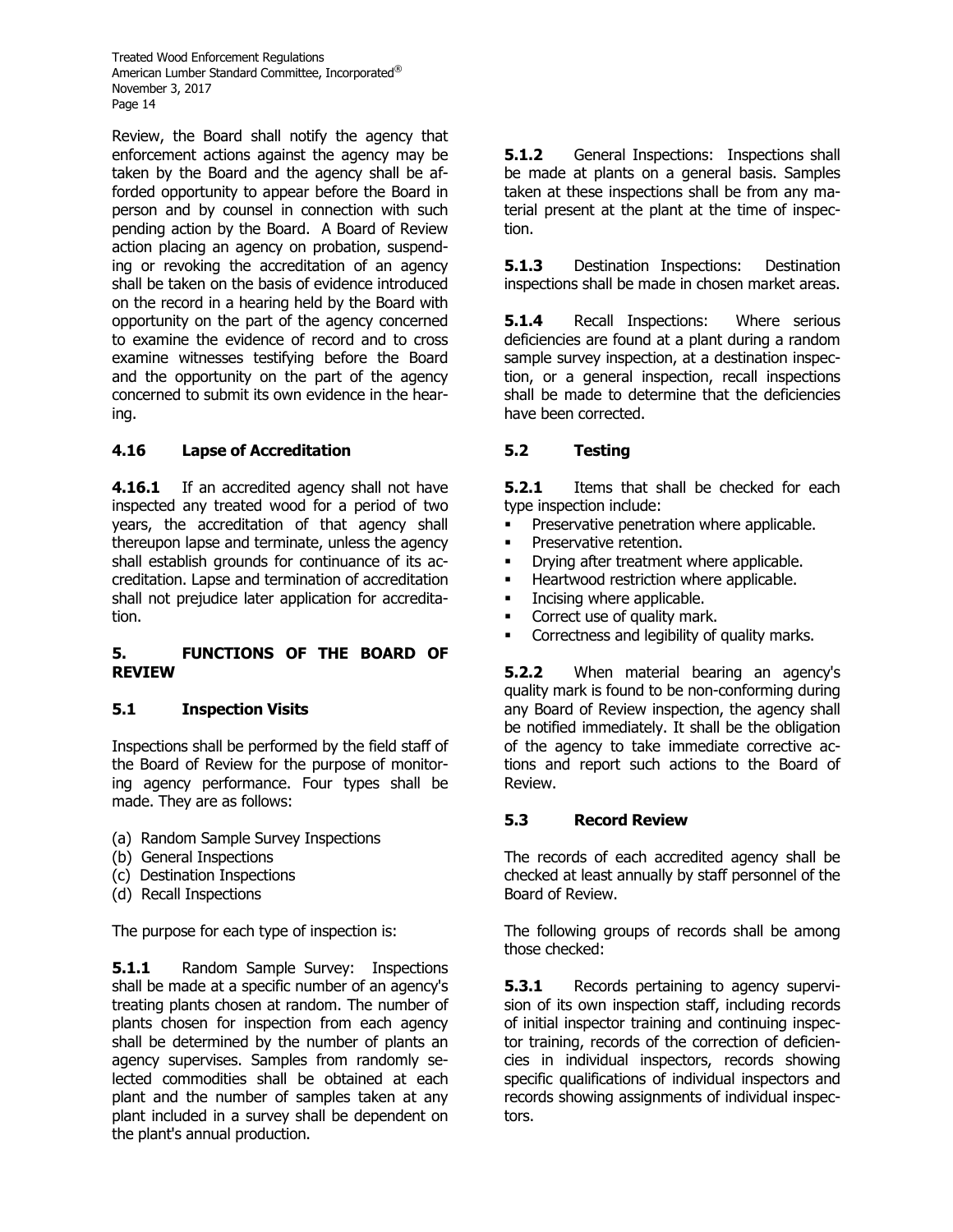Review, the Board shall notify the agency that enforcement actions against the agency may be taken by the Board and the agency shall be afforded opportunity to appear before the Board in person and by counsel in connection with such pending action by the Board. A Board of Review action placing an agency on probation, suspending or revoking the accreditation of an agency shall be taken on the basis of evidence introduced on the record in a hearing held by the Board with opportunity on the part of the agency concerned to examine the evidence of record and to cross examine witnesses testifying before the Board and the opportunity on the part of the agency concerned to submit its own evidence in the hearing.

### 4.16 Lapse of Accreditation

**4.16.1** If an accredited agency shall not have inspected any treated wood for a period of two years, the accreditation of that agency shall thereupon lapse and terminate, unless the agency shall establish grounds for continuance of its accreditation. Lapse and termination of accreditation shall not prejudice later application for accreditation.

## 5. FUNCTIONS OF THE BOARD OF REVIEW

### 5.1 Inspection Visits

Inspections shall be performed by the field staff of the Board of Review for the purpose of monitoring agency performance. Four types shall be made. They are as follows:

(a) Random Sample Survey Inspections
(b) General Inspections
(c) Destination Inspections
(d) Recall Inspections

The purpose for each type of inspection is:

**5.1.1** Random Sample Survey: Inspections shall be made at a specific number of an agency's treating plants chosen at random. The number of plants chosen for inspection from each agency shall be determined by the number of plants an agency supervises. Samples from randomly selected commodities shall be obtained at each plant and the number of samples taken at any plant included in a survey shall be dependent on the plant's annual production.

**5.1.2** General Inspections: Inspections shall be made at plants on a general basis. Samples taken at these inspections shall be from any material present at the plant at the time of inspection.

**5.1.3** Destination Inspections: Destination inspections shall be made in chosen market areas.

**5.1.4** Recall Inspections: Where serious deficiencies are found at a plant during a random sample survey inspection, at a destination inspection, or a general inspection, recall inspections shall be made to determine that the deficiencies have been corrected.

### 5.2 Testing

**5.2.1** Items that shall be checked for each type inspection include:

- Preservative penetration where applicable.
- Preservative retention.
- Drying after treatment where applicable.
- Heartwood restriction where applicable.
- Incising where applicable.
- Correct use of quality mark.
- Correctness and legibility of quality marks.

**5.2.2** When material bearing an agency's quality mark is found to be non-conforming during any Board of Review inspection, the agency shall be notified immediately. It shall be the obligation of the agency to take immediate corrective actions and report such actions to the Board of Review.

### 5.3 Record Review

The records of each accredited agency shall be checked at least annually by staff personnel of the Board of Review.

The following groups of records shall be among those checked:

**5.3.1** Records pertaining to agency supervision of its own inspection staff, including records of initial inspector training and continuing inspector training, records of the correction of deficiencies in individual inspectors, records showing specific qualifications of individual inspectors and records showing assignments of individual inspectors.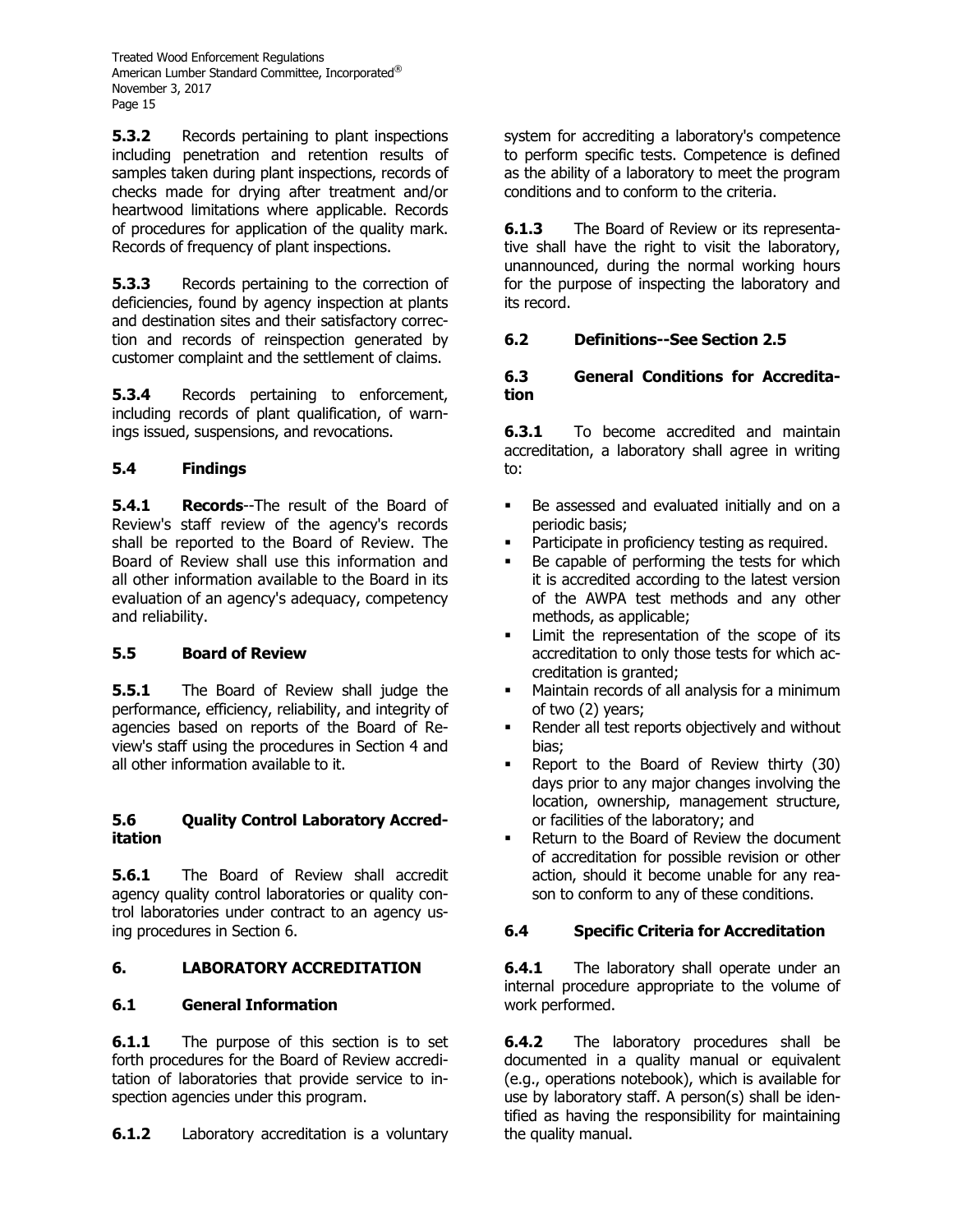**5.3.2** Records pertaining to plant inspections including penetration and retention results of samples taken during plant inspections, records of checks made for drying after treatment and/or heartwood limitations where applicable. Records of procedures for application of the quality mark. Records of frequency of plant inspections.

**5.3.3** Records pertaining to the correction of deficiencies, found by agency inspection at plants and destination sites and their satisfactory correction and records of reinspection generated by customer complaint and the settlement of claims.

**5.3.4** Records pertaining to enforcement, including records of plant qualification, of warnings issued, suspensions, and revocations.

### 5.4 Findings

**5.4.1** **Records**--The result of the Board of Review's staff review of the agency's records shall be reported to the Board of Review. The Board of Review shall use this information and all other information available to the Board in its evaluation of an agency's adequacy, competency and reliability.

### 5.5 Board of Review

**5.5.1** The Board of Review shall judge the performance, efficiency, reliability, and integrity of agencies based on reports of the Board of Review's staff using the procedures in Section 4 and all other information available to it.

### 5.6 Quality Control Laboratory Accreditation

**5.6.1** The Board of Review shall accredit agency quality control laboratories or quality control laboratories under contract to an agency using procedures in Section 6.

## 6. LABORATORY ACCREDITATION

### 6.1 General Information

**6.1.1** The purpose of this section is to set forth procedures for the Board of Review accreditation of laboratories that provide service to inspection agencies under this program.

**6.1.2** Laboratory accreditation is a voluntary system for accrediting a laboratory's competence to perform specific tests. Competence is defined as the ability of a laboratory to meet the program conditions and to conform to the criteria.

**6.1.3** The Board of Review or its representative shall have the right to visit the laboratory, unannounced, during the normal working hours for the purpose of inspecting the laboratory and its record.

### 6.2 Definitions--See Section 2.5

### 6.3 General Conditions for Accreditation

**6.3.1** To become accredited and maintain accreditation, a laboratory shall agree in writing to:

- Be assessed and evaluated initially and on a periodic basis;
- Participate in proficiency testing as required.
- Be capable of performing the tests for which it is accredited according to the latest version of the AWPA test methods and any other methods, as applicable;
- Limit the representation of the scope of its accreditation to only those tests for which accreditation is granted;
- Maintain records of all analysis for a minimum of two (2) years;
- Render all test reports objectively and without bias;
- Report to the Board of Review thirty (30) days prior to any major changes involving the location, ownership, management structure, or facilities of the laboratory; and
- Return to the Board of Review the document of accreditation for possible revision or other action, should it become unable for any reason to conform to any of these conditions.

### 6.4 Specific Criteria for Accreditation

**6.4.1** The laboratory shall operate under an internal procedure appropriate to the volume of work performed.

**6.4.2** The laboratory procedures shall be documented in a quality manual or equivalent (e.g., operations notebook), which is available for use by laboratory staff. A person(s) shall be identified as having the responsibility for maintaining the quality manual.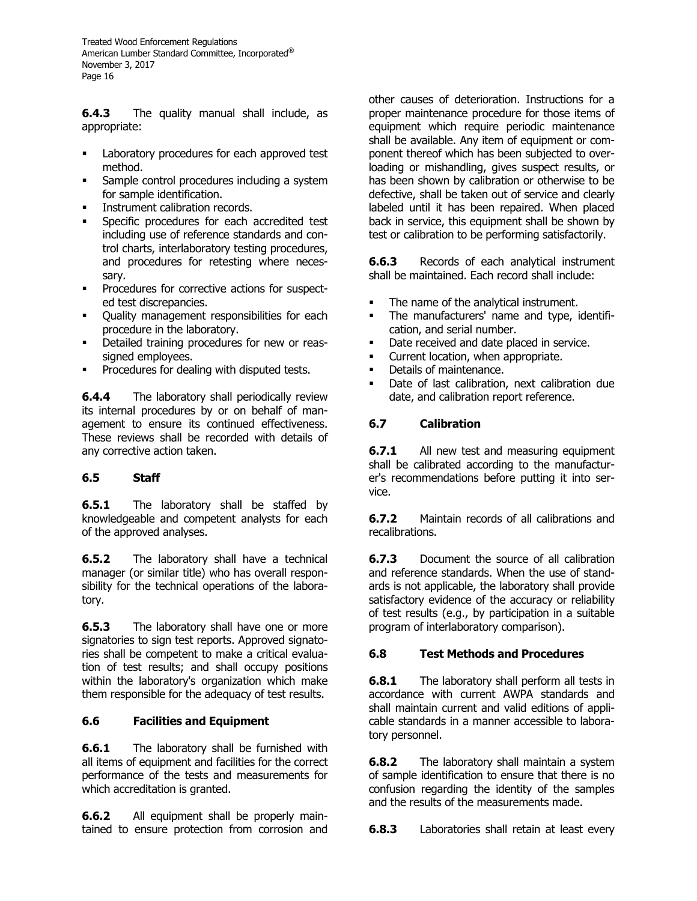**6.4.3** The quality manual shall include, as appropriate:

- Laboratory procedures for each approved test method.
- Sample control procedures including a system for sample identification.
- Instrument calibration records.
- Specific procedures for each accredited test including use of reference standards and control charts, interlaboratory testing procedures, and procedures for retesting where necessary.
- Procedures for corrective actions for suspected test discrepancies.
- Quality management responsibilities for each procedure in the laboratory.
- Detailed training procedures for new or reassigned employees.
- Procedures for dealing with disputed tests.

**6.4.4** The laboratory shall periodically review its internal procedures by or on behalf of management to ensure its continued effectiveness. These reviews shall be recorded with details of any corrective action taken.

## 6.5 Staff

**6.5.1** The laboratory shall be staffed by knowledgeable and competent analysts for each of the approved analyses.

**6.5.2** The laboratory shall have a technical manager (or similar title) who has overall responsibility for the technical operations of the laboratory.

**6.5.3** The laboratory shall have one or more signatories to sign test reports. Approved signatories shall be competent to make a critical evaluation of test results; and shall occupy positions within the laboratory's organization which make them responsible for the adequacy of test results.

## 6.6 Facilities and Equipment

**6.6.1** The laboratory shall be furnished with all items of equipment and facilities for the correct performance of the tests and measurements for which accreditation is granted.

**6.6.2** All equipment shall be properly maintained to ensure protection from corrosion and other causes of deterioration. Instructions for a proper maintenance procedure for those items of equipment which require periodic maintenance shall be available. Any item of equipment or component thereof which has been subjected to overloading or mishandling, gives suspect results, or has been shown by calibration or otherwise to be defective, shall be taken out of service and clearly labeled until it has been repaired. When placed back in service, this equipment shall be shown by test or calibration to be performing satisfactorily.

**6.6.3** Records of each analytical instrument shall be maintained. Each record shall include:

- The name of the analytical instrument.
- The manufacturers' name and type, identification, and serial number.
- Date received and date placed in service.
- Current location, when appropriate.
- Details of maintenance.
- Date of last calibration, next calibration due date, and calibration report reference.

## 6.7 Calibration

**6.7.1** All new test and measuring equipment shall be calibrated according to the manufacturer's recommendations before putting it into service.

**6.7.2** Maintain records of all calibrations and recalibrations.

**6.7.3** Document the source of all calibration and reference standards. When the use of standards is not applicable, the laboratory shall provide satisfactory evidence of the accuracy or reliability of test results (e.g., by participation in a suitable program of interlaboratory comparison).

## 6.8 Test Methods and Procedures

**6.8.1** The laboratory shall perform all tests in accordance with current AWPA standards and shall maintain current and valid editions of applicable standards in a manner accessible to laboratory personnel.

**6.8.2** The laboratory shall maintain a system of sample identification to ensure that there is no confusion regarding the identity of the samples and the results of the measurements made.

**6.8.3** Laboratories shall retain at least every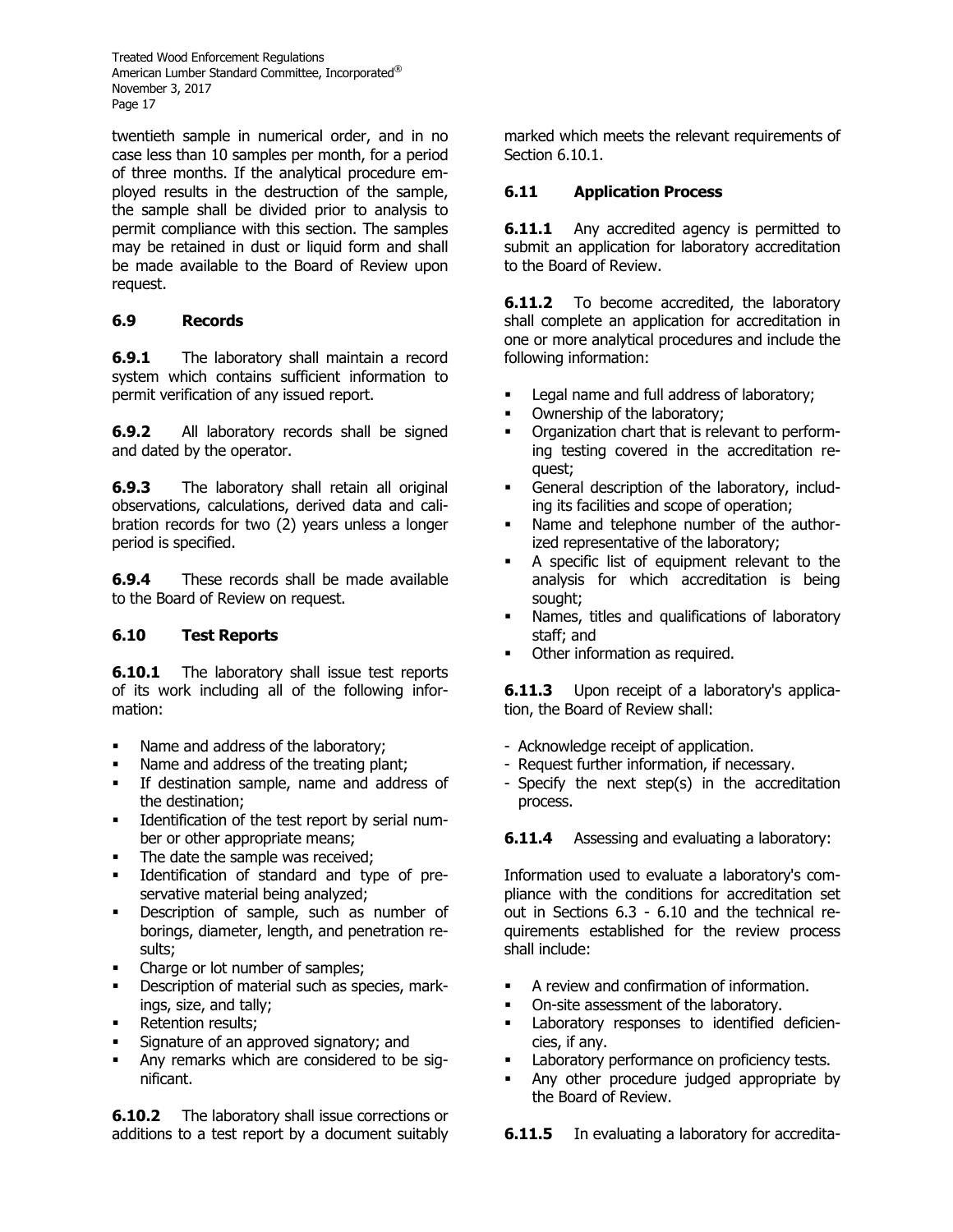twentieth sample in numerical order, and in no case less than 10 samples per month, for a period of three months. If the analytical procedure employed results in the destruction of the sample, the sample shall be divided prior to analysis to permit compliance with this section. The samples may be retained in dust or liquid form and shall be made available to the Board of Review upon request.

### 6.9 Records

**6.9.1** The laboratory shall maintain a record system which contains sufficient information to permit verification of any issued report.

**6.9.2** All laboratory records shall be signed and dated by the operator.

**6.9.3** The laboratory shall retain all original observations, calculations, derived data and calibration records for two (2) years unless a longer period is specified.

**6.9.4** These records shall be made available to the Board of Review on request.

### 6.10 Test Reports

**6.10.1** The laboratory shall issue test reports of its work including all of the following information:

- Name and address of the laboratory;
- Name and address of the treating plant;
- If destination sample, name and address of the destination;
- Identification of the test report by serial number or other appropriate means;
- The date the sample was received;
- Identification of standard and type of preservative material being analyzed;
- Description of sample, such as number of borings, diameter, length, and penetration results;
- Charge or lot number of samples;
- Description of material such as species, markings, size, and tally;
- Retention results;
- Signature of an approved signatory; and
- Any remarks which are considered to be significant.

**6.10.2** The laboratory shall issue corrections or additions to a test report by a document suitably marked which meets the relevant requirements of Section 6.10.1.

### 6.11 Application Process

**6.11.1** Any accredited agency is permitted to submit an application for laboratory accreditation to the Board of Review.

**6.11.2** To become accredited, the laboratory shall complete an application for accreditation in one or more analytical procedures and include the following information:

- Legal name and full address of laboratory;
- Ownership of the laboratory;
- Organization chart that is relevant to performing testing covered in the accreditation request;
- General description of the laboratory, including its facilities and scope of operation;
- Name and telephone number of the authorized representative of the laboratory;
- A specific list of equipment relevant to the analysis for which accreditation is being sought;
- Names, titles and qualifications of laboratory staff; and
- Other information as required.

**6.11.3** Upon receipt of a laboratory's application, the Board of Review shall:

- Acknowledge receipt of application.
- Request further information, if necessary.
- Specify the next step(s) in the accreditation process.

**6.11.4** Assessing and evaluating a laboratory:

Information used to evaluate a laboratory's compliance with the conditions for accreditation set out in Sections 6.3 - 6.10 and the technical requirements established for the review process shall include:

- A review and confirmation of information.
- On-site assessment of the laboratory.
- Laboratory responses to identified deficiencies, if any.
- Laboratory performance on proficiency tests.
- Any other procedure judged appropriate by the Board of Review.

**6.11.5** In evaluating a laboratory for accredita-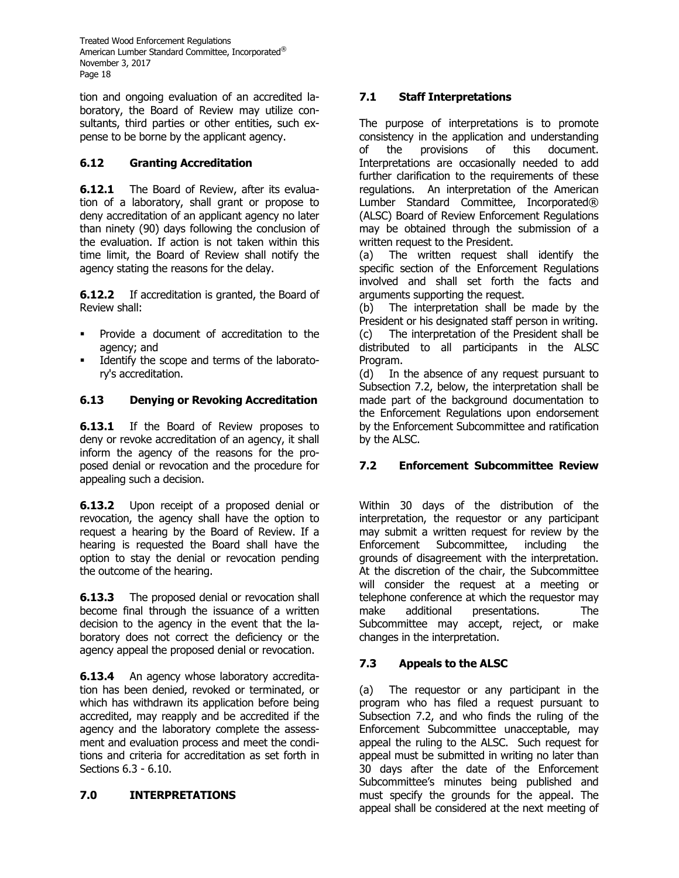tion and ongoing evaluation of an accredited laboratory, the Board of Review may utilize consultants, third parties or other entities, such expense to be borne by the applicant agency.

### 6.12 Granting Accreditation

**6.12.1** The Board of Review, after its evaluation of a laboratory, shall grant or propose to deny accreditation of an applicant agency no later than ninety (90) days following the conclusion of the evaluation. If action is not taken within this time limit, the Board of Review shall notify the agency stating the reasons for the delay.

**6.12.2** If accreditation is granted, the Board of Review shall:

- Provide a document of accreditation to the agency; and
- Identify the scope and terms of the laboratory's accreditation.

### 6.13 Denying or Revoking Accreditation

**6.13.1** If the Board of Review proposes to deny or revoke accreditation of an agency, it shall inform the agency of the reasons for the proposed denial or revocation and the procedure for appealing such a decision.

**6.13.2** Upon receipt of a proposed denial or revocation, the agency shall have the option to request a hearing by the Board of Review. If a hearing is requested the Board shall have the option to stay the denial or revocation pending the outcome of the hearing.

**6.13.3** The proposed denial or revocation shall become final through the issuance of a written decision to the agency in the event that the laboratory does not correct the deficiency or the agency appeal the proposed denial or revocation.

**6.13.4** An agency whose laboratory accreditation has been denied, revoked or terminated, or which has withdrawn its application before being accredited, may reapply and be accredited if the agency and the laboratory complete the assessment and evaluation process and meet the conditions and criteria for accreditation as set forth in Sections 6.3 - 6.10.

## 7.0 INTERPRETATIONS

### 7.1 Staff Interpretations

The purpose of interpretations is to promote consistency in the application and understanding of the provisions of this document. Interpretations are occasionally needed to add further clarification to the requirements of these regulations. An interpretation of the American Lumber Standard Committee, Incorporated® (ALSC) Board of Review Enforcement Regulations may be obtained through the submission of a written request to the President.

(a) The written request shall identify the specific section of the Enforcement Regulations involved and shall set forth the facts and arguments supporting the request.

(b) The interpretation shall be made by the President or his designated staff person in writing.

(c) The interpretation of the President shall be distributed to all participants in the ALSC Program.

(d) In the absence of any request pursuant to Subsection 7.2, below, the interpretation shall be made part of the background documentation to the Enforcement Regulations upon endorsement by the Enforcement Subcommittee and ratification by the ALSC.

### 7.2 Enforcement Subcommittee Review

Within 30 days of the distribution of the interpretation, the requestor or any participant may submit a written request for review by the Enforcement Subcommittee, including the grounds of disagreement with the interpretation. At the discretion of the chair, the Subcommittee will consider the request at a meeting or telephone conference at which the requestor may make additional presentations. The Subcommittee may accept, reject, or make changes in the interpretation.

### 7.3 Appeals to the ALSC

(a) The requestor or any participant in the program who has filed a request pursuant to Subsection 7.2, and who finds the ruling of the Enforcement Subcommittee unacceptable, may appeal the ruling to the ALSC. Such request for appeal must be submitted in writing no later than 30 days after the date of the Enforcement Subcommittee's minutes being published and must specify the grounds for the appeal. The appeal shall be considered at the next meeting of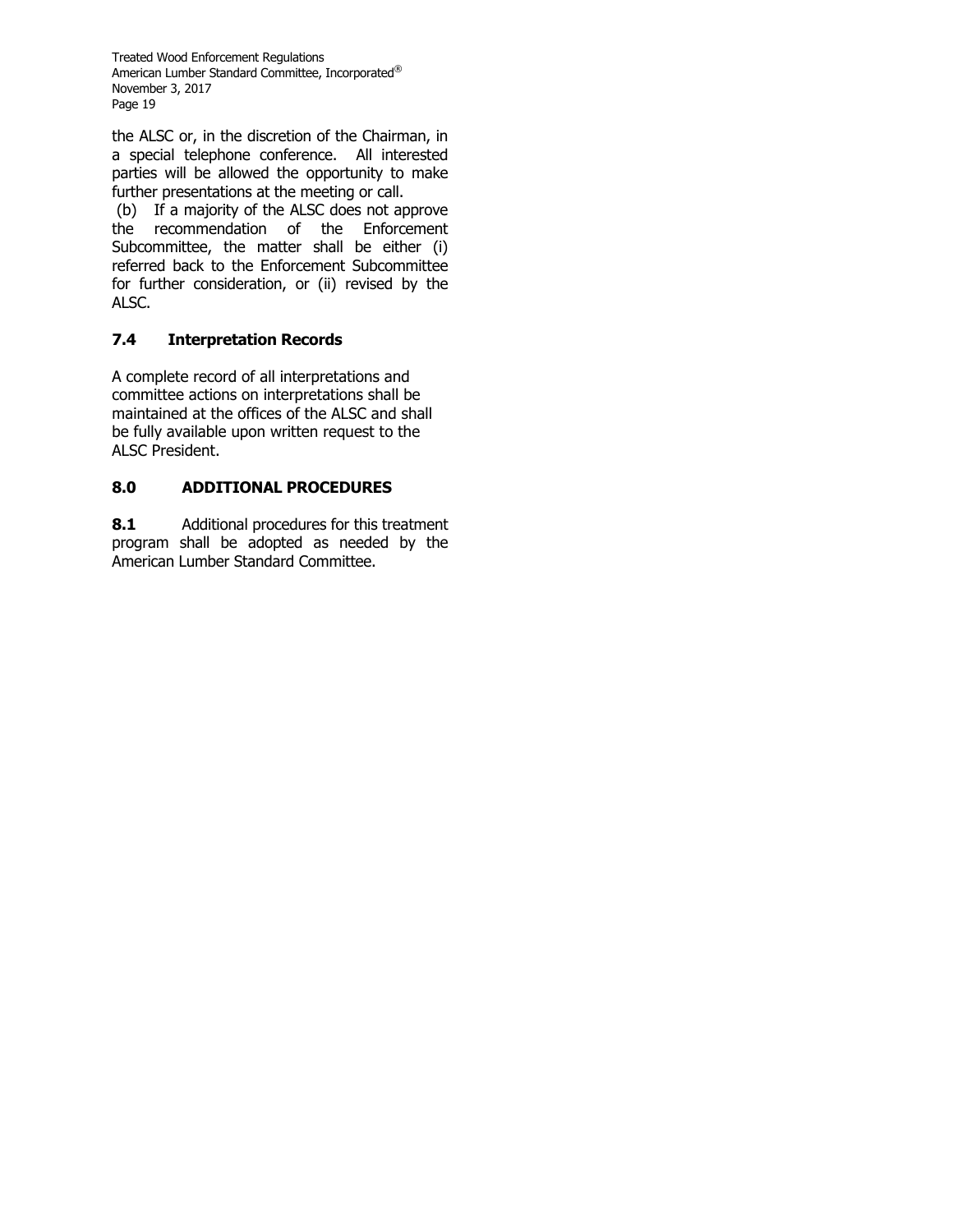the ALSC or, in the discretion of the Chairman, in a special telephone conference. All interested parties will be allowed the opportunity to make further presentations at the meeting or call.

(b) If a majority of the ALSC does not approve the recommendation of the Enforcement Subcommittee, the matter shall be either (i) referred back to the Enforcement Subcommittee for further consideration, or (ii) revised by the ALSC.

### 7.4 Interpretation Records

A complete record of all interpretations and committee actions on interpretations shall be maintained at the offices of the ALSC and shall be fully available upon written request to the ALSC President.

## 8.0 ADDITIONAL PROCEDURES

**8.1** Additional procedures for this treatment program shall be adopted as needed by the American Lumber Standard Committee.